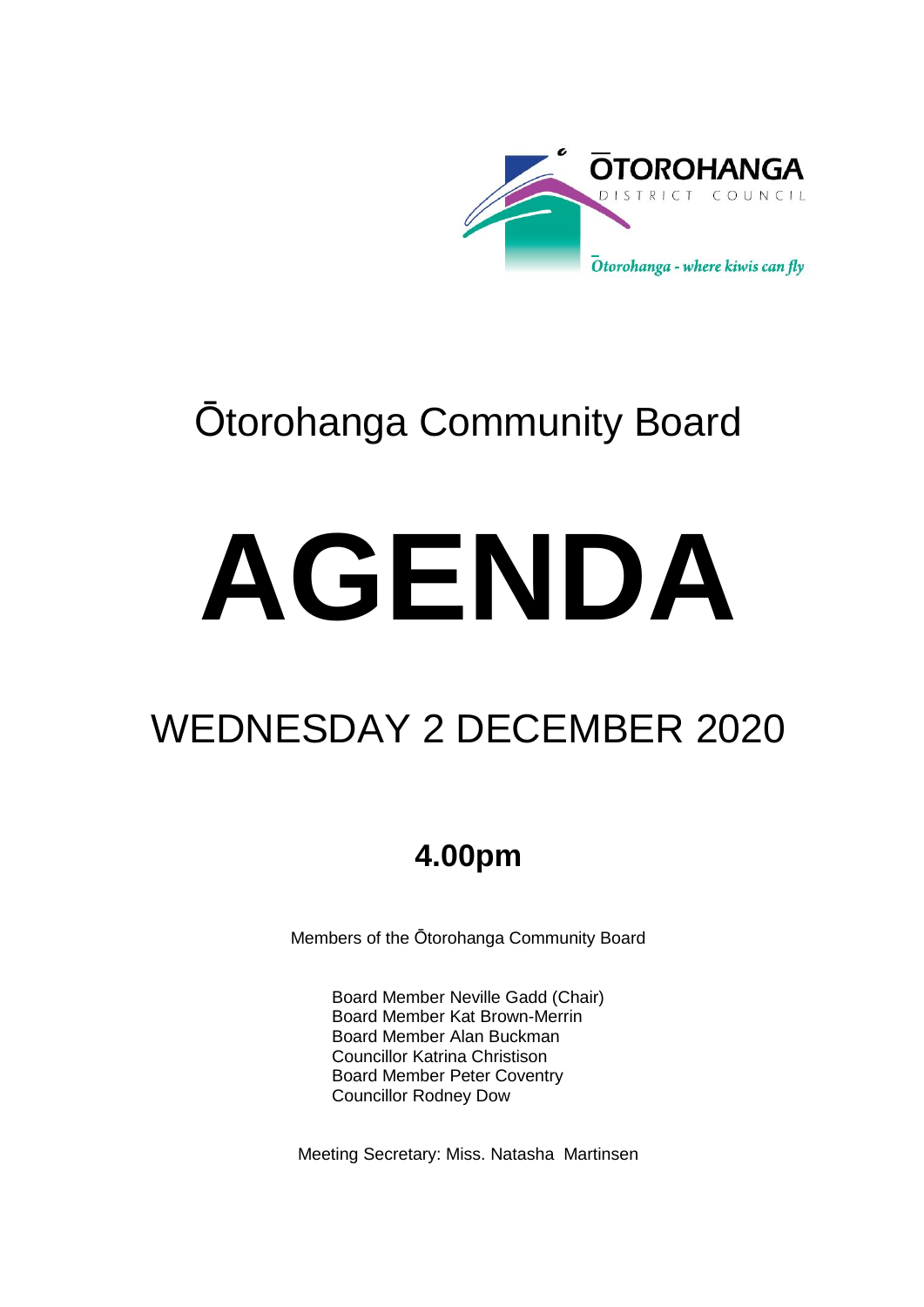ŌTOROHANGA
DISTRICT COUNCIL

*Ōtorohanga - where kiwis can fly*

# Ōtorohanga Community Board

# AGENDA

## WEDNESDAY 2 DECEMBER 2020

### 4.00pm

Members of the Ōtorohanga Community Board

Board Member Neville Gadd (Chair)
Board Member Kat Brown-Merrin
Board Member Alan Buckman
Councillor Katrina Christison
Board Member Peter Coventry
Councillor Rodney Dow

Meeting Secretary: Miss. Natasha Martinsen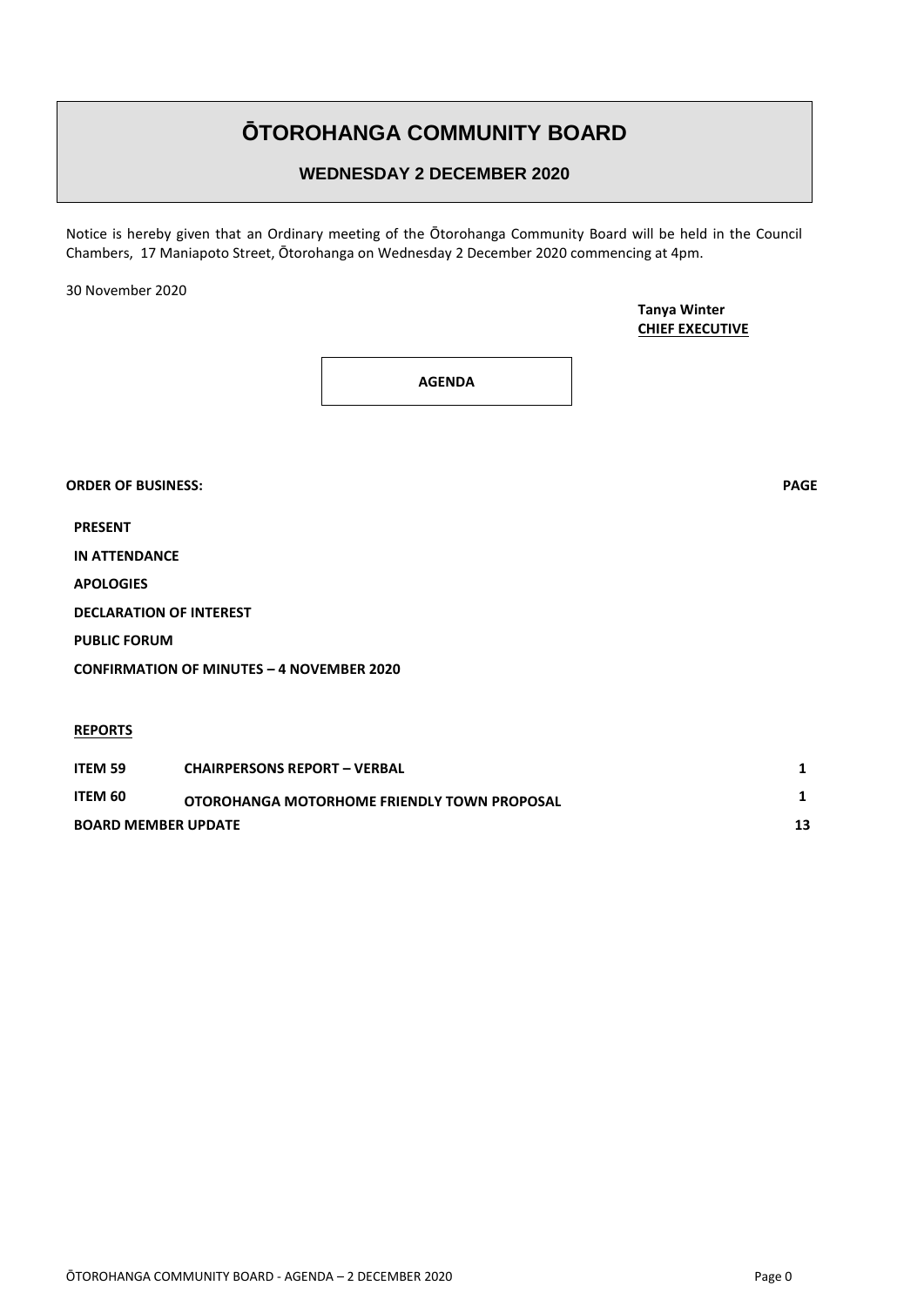# ŌTOROHANGA COMMUNITY BOARD

## WEDNESDAY 2 DECEMBER 2020

Notice is hereby given that an Ordinary meeting of the Ōtorohanga Community Board will be held in the Council Chambers, 17 Maniapoto Street, Ōtorohanga on Wednesday 2 December 2020 commencing at 4pm.

30 November 2020

**Tanya Winter**
**CHIEF EXECUTIVE**

**AGENDA**

**ORDER OF BUSINESS:** **PAGE**

**PRESENT**

**IN ATTENDANCE**

**APOLOGIES**

**DECLARATION OF INTEREST**

**PUBLIC FORUM**

**CONFIRMATION OF MINUTES – 4 NOVEMBER 2020**

**REPORTS**

| | | |
|---|---|---|
| **ITEM 59** | **CHAIRPERSONS REPORT – VERBAL** | **1** |
| **ITEM 60** | **OTOROHANGA MOTORHOME FRIENDLY TOWN PROPOSAL** | **1** |
| **BOARD MEMBER UPDATE** | | **13** |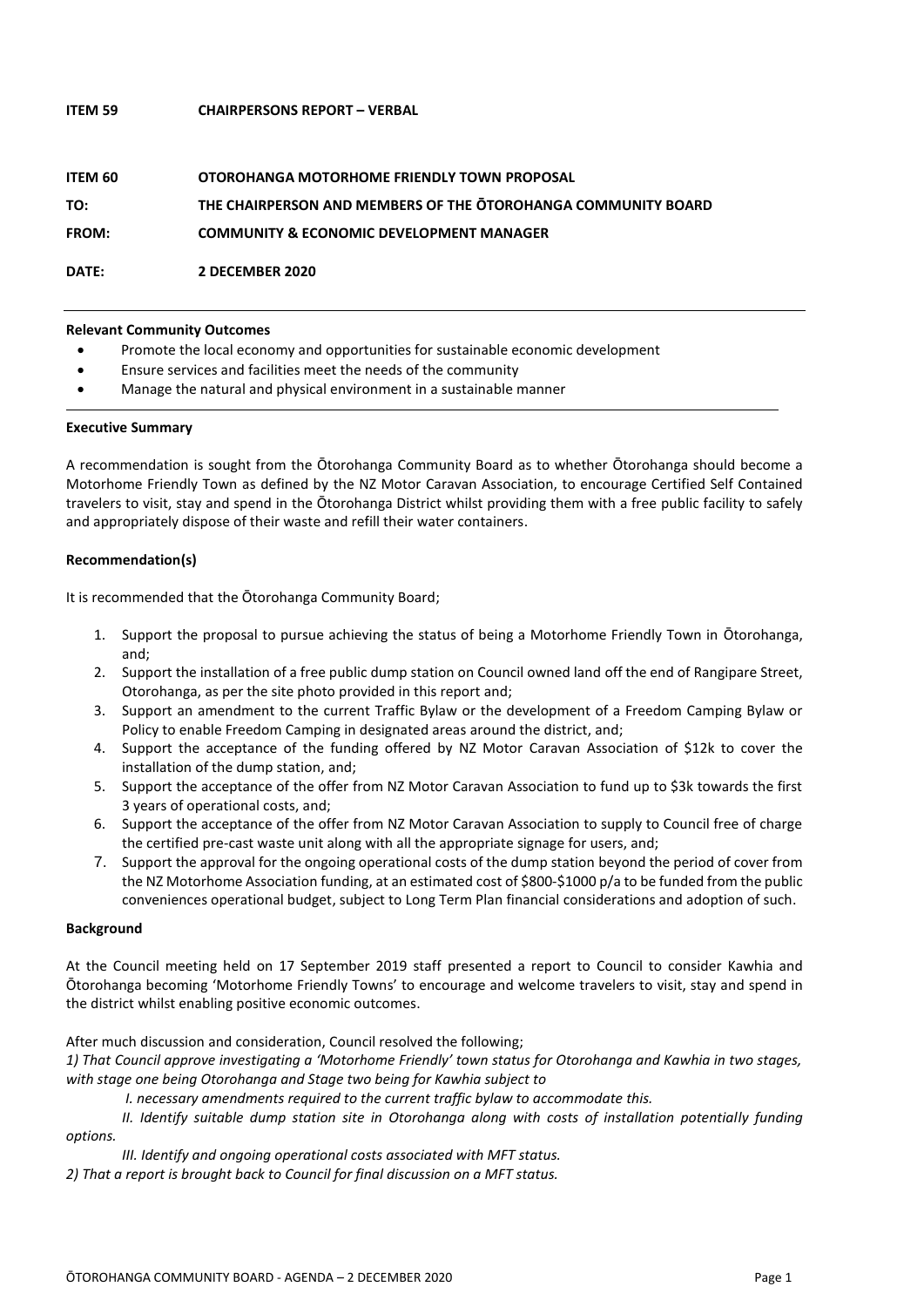**ITEM 59 CHAIRPERSONS REPORT – VERBAL**

**ITEM 60 OTOROHANGA MOTORHOME FRIENDLY TOWN PROPOSAL**

**TO: THE CHAIRPERSON AND MEMBERS OF THE ŌTOROHANGA COMMUNITY BOARD**

**FROM: COMMUNITY & ECONOMIC DEVELOPMENT MANAGER**

**DATE: 2 DECEMBER 2020**

---

**Relevant Community Outcomes**

- Promote the local economy and opportunities for sustainable economic development
- Ensure services and facilities meet the needs of the community
- Manage the natural and physical environment in a sustainable manner

---

**Executive Summary**

A recommendation is sought from the Ōtorohanga Community Board as to whether Ōtorohanga should become a Motorhome Friendly Town as defined by the NZ Motor Caravan Association, to encourage Certified Self Contained travelers to visit, stay and spend in the Ōtorohanga District whilst providing them with a free public facility to safely and appropriately dispose of their waste and refill their water containers.

**Recommendation(s)**

It is recommended that the Ōtorohanga Community Board;

1. Support the proposal to pursue achieving the status of being a Motorhome Friendly Town in Ōtorohanga, and;
2. Support the installation of a free public dump station on Council owned land off the end of Rangipare Street, Otorohanga, as per the site photo provided in this report and;
3. Support an amendment to the current Traffic Bylaw or the development of a Freedom Camping Bylaw or Policy to enable Freedom Camping in designated areas around the district, and;
4. Support the acceptance of the funding offered by NZ Motor Caravan Association of $12k to cover the installation of the dump station, and;
5. Support the acceptance of the offer from NZ Motor Caravan Association to fund up to $3k towards the first 3 years of operational costs, and;
6. Support the acceptance of the offer from NZ Motor Caravan Association to supply to Council free of charge the certified pre-cast waste unit along with all the appropriate signage for users, and;
7. Support the approval for the ongoing operational costs of the dump station beyond the period of cover from the NZ Motorhome Association funding, at an estimated cost of $800-$1000 p/a to be funded from the public conveniences operational budget, subject to Long Term Plan financial considerations and adoption of such.

**Background**

At the Council meeting held on 17 September 2019 staff presented a report to Council to consider Kawhia and Ōtorohanga becoming 'Motorhome Friendly Towns' to encourage and welcome travelers to visit, stay and spend in the district whilst enabling positive economic outcomes.

After much discussion and consideration, Council resolved the following;

*1) That Council approve investigating a 'Motorhome Friendly' town status for Otorohanga and Kawhia in two stages, with stage one being Otorohanga and Stage two being for Kawhia subject to*

*I. necessary amendments required to the current traffic bylaw to accommodate this.*

*II. Identify suitable dump station site in Otorohanga along with costs of installation potentially funding options.*

*III. Identify and ongoing operational costs associated with MFT status.*

*2) That a report is brought back to Council for final discussion on a MFT status.*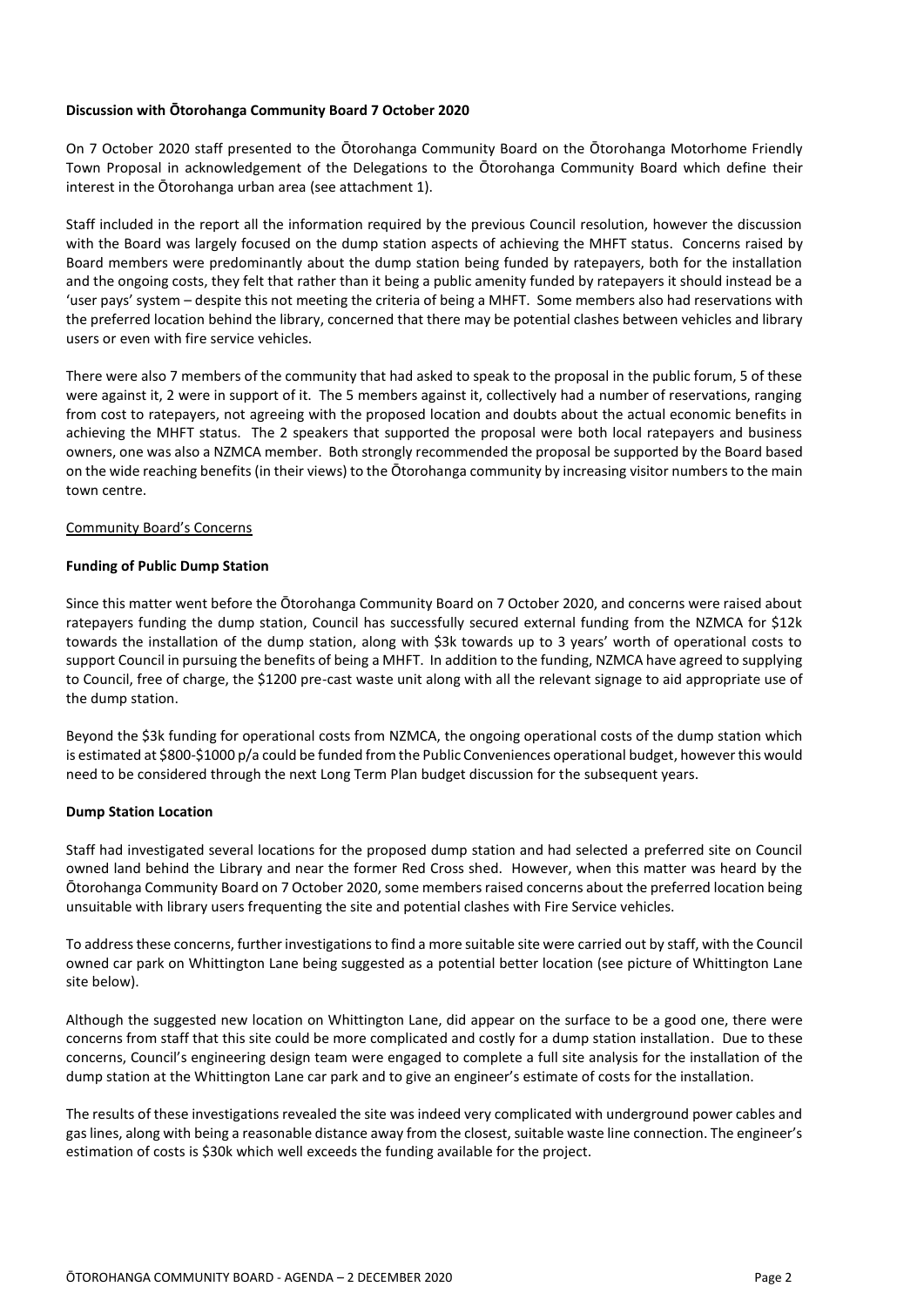**Discussion with Ōtorohanga Community Board 7 October 2020**

On 7 October 2020 staff presented to the Ōtorohanga Community Board on the Ōtorohanga Motorhome Friendly Town Proposal in acknowledgement of the Delegations to the Ōtorohanga Community Board which define their interest in the Ōtorohanga urban area (see attachment 1).

Staff included in the report all the information required by the previous Council resolution, however the discussion with the Board was largely focused on the dump station aspects of achieving the MHFT status. Concerns raised by Board members were predominantly about the dump station being funded by ratepayers, both for the installation and the ongoing costs, they felt that rather than it being a public amenity funded by ratepayers it should instead be a 'user pays' system – despite this not meeting the criteria of being a MHFT. Some members also had reservations with the preferred location behind the library, concerned that there may be potential clashes between vehicles and library users or even with fire service vehicles.

There were also 7 members of the community that had asked to speak to the proposal in the public forum, 5 of these were against it, 2 were in support of it. The 5 members against it, collectively had a number of reservations, ranging from cost to ratepayers, not agreeing with the proposed location and doubts about the actual economic benefits in achieving the MHFT status. The 2 speakers that supported the proposal were both local ratepayers and business owners, one was also a NZMCA member. Both strongly recommended the proposal be supported by the Board based on the wide reaching benefits (in their views) to the Ōtorohanga community by increasing visitor numbers to the main town centre.

Community Board's Concerns

**Funding of Public Dump Station**

Since this matter went before the Ōtorohanga Community Board on 7 October 2020, and concerns were raised about ratepayers funding the dump station, Council has successfully secured external funding from the NZMCA for $12k towards the installation of the dump station, along with $3k towards up to 3 years' worth of operational costs to support Council in pursuing the benefits of being a MHFT. In addition to the funding, NZMCA have agreed to supplying to Council, free of charge, the $1200 pre-cast waste unit along with all the relevant signage to aid appropriate use of the dump station.

Beyond the $3k funding for operational costs from NZMCA, the ongoing operational costs of the dump station which is estimated at $800-$1000 p/a could be funded from the Public Conveniences operational budget, however this would need to be considered through the next Long Term Plan budget discussion for the subsequent years.

**Dump Station Location**

Staff had investigated several locations for the proposed dump station and had selected a preferred site on Council owned land behind the Library and near the former Red Cross shed. However, when this matter was heard by the Ōtorohanga Community Board on 7 October 2020, some members raised concerns about the preferred location being unsuitable with library users frequenting the site and potential clashes with Fire Service vehicles.

To address these concerns, further investigations to find a more suitable site were carried out by staff, with the Council owned car park on Whittington Lane being suggested as a potential better location (see picture of Whittington Lane site below).

Although the suggested new location on Whittington Lane, did appear on the surface to be a good one, there were concerns from staff that this site could be more complicated and costly for a dump station installation. Due to these concerns, Council's engineering design team were engaged to complete a full site analysis for the installation of the dump station at the Whittington Lane car park and to give an engineer's estimate of costs for the installation.

The results of these investigations revealed the site was indeed very complicated with underground power cables and gas lines, along with being a reasonable distance away from the closest, suitable waste line connection. The engineer's estimation of costs is $30k which well exceeds the funding available for the project.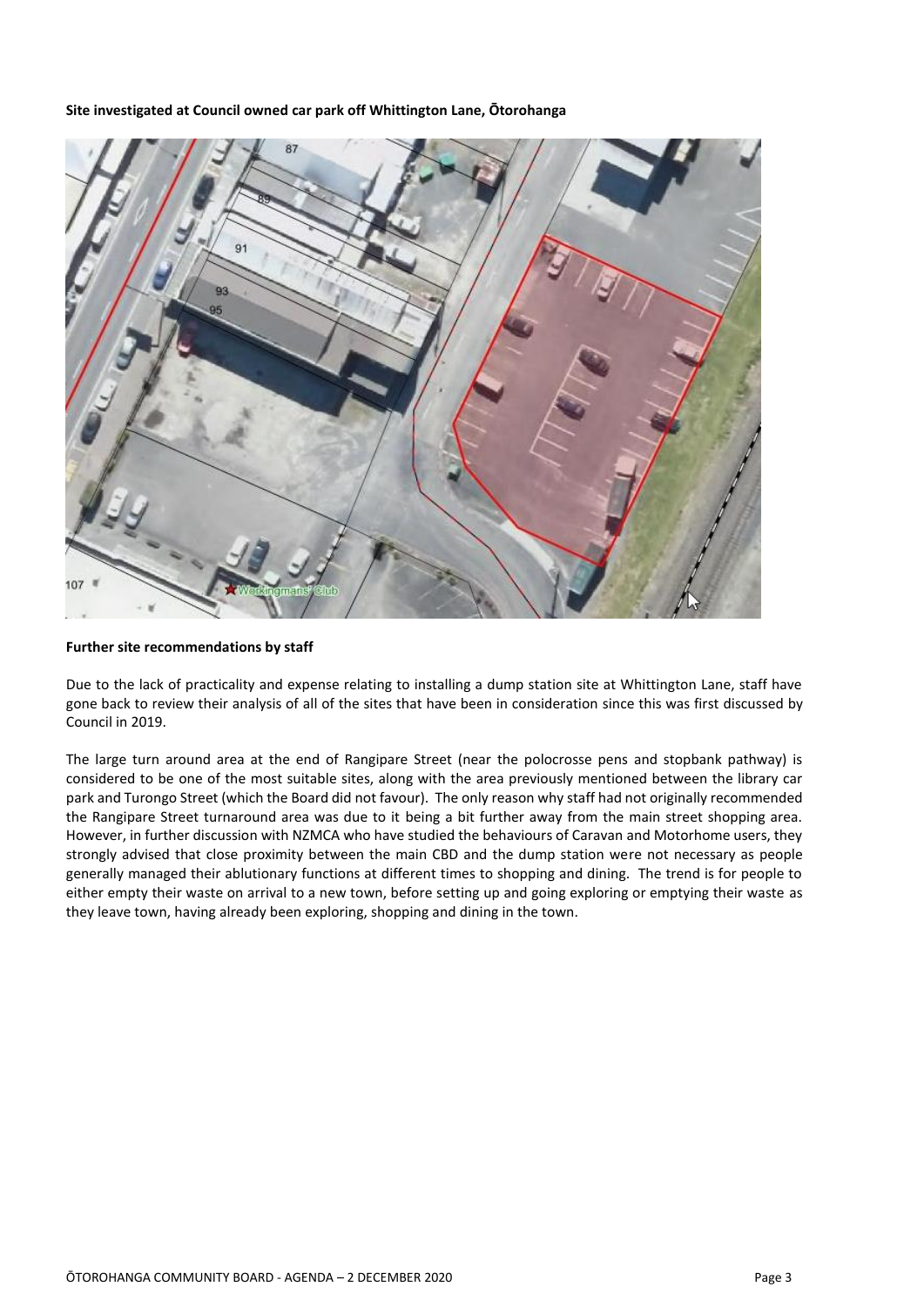**Site investigated at Council owned car park off Whittington Lane, Ōtorohanga**

**Further site recommendations by staff**

Due to the lack of practicality and expense relating to installing a dump station site at Whittington Lane, staff have gone back to review their analysis of all of the sites that have been in consideration since this was first discussed by Council in 2019.

The large turn around area at the end of Rangipare Street (near the polocrosse pens and stopbank pathway) is considered to be one of the most suitable sites, along with the area previously mentioned between the library car park and Turongo Street (which the Board did not favour). The only reason why staff had not originally recommended the Rangipare Street turnaround area was due to it being a bit further away from the main street shopping area. However, in further discussion with NZMCA who have studied the behaviours of Caravan and Motorhome users, they strongly advised that close proximity between the main CBD and the dump station were not necessary as people generally managed their ablutionary functions at different times to shopping and dining. The trend is for people to either empty their waste on arrival to a new town, before setting up and going exploring or emptying their waste as they leave town, having already been exploring, shopping and dining in the town.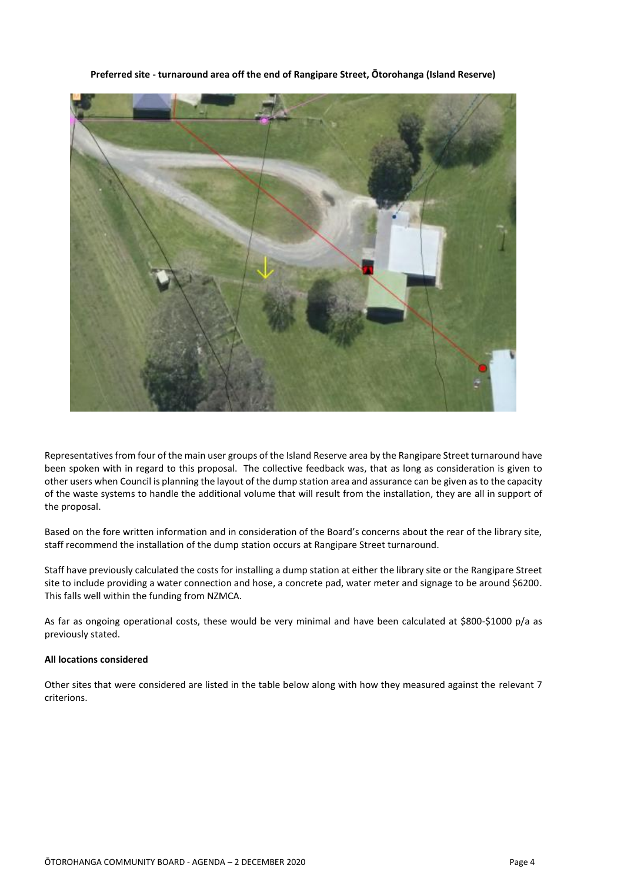**Preferred site - turnaround area off the end of Rangipare Street, Ōtorohanga (Island Reserve)**

Representatives from four of the main user groups of the Island Reserve area by the Rangipare Street turnaround have been spoken with in regard to this proposal. The collective feedback was, that as long as consideration is given to other users when Council is planning the layout of the dump station area and assurance can be given as to the capacity of the waste systems to handle the additional volume that will result from the installation, they are all in support of the proposal.

Based on the fore written information and in consideration of the Board's concerns about the rear of the library site, staff recommend the installation of the dump station occurs at Rangipare Street turnaround.

Staff have previously calculated the costs for installing a dump station at either the library site or the Rangipare Street site to include providing a water connection and hose, a concrete pad, water meter and signage to be around $6200. This falls well within the funding from NZMCA.

As far as ongoing operational costs, these would be very minimal and have been calculated at $800-$1000 p/a as previously stated.

**All locations considered**

Other sites that were considered are listed in the table below along with how they measured against the relevant 7 criterions.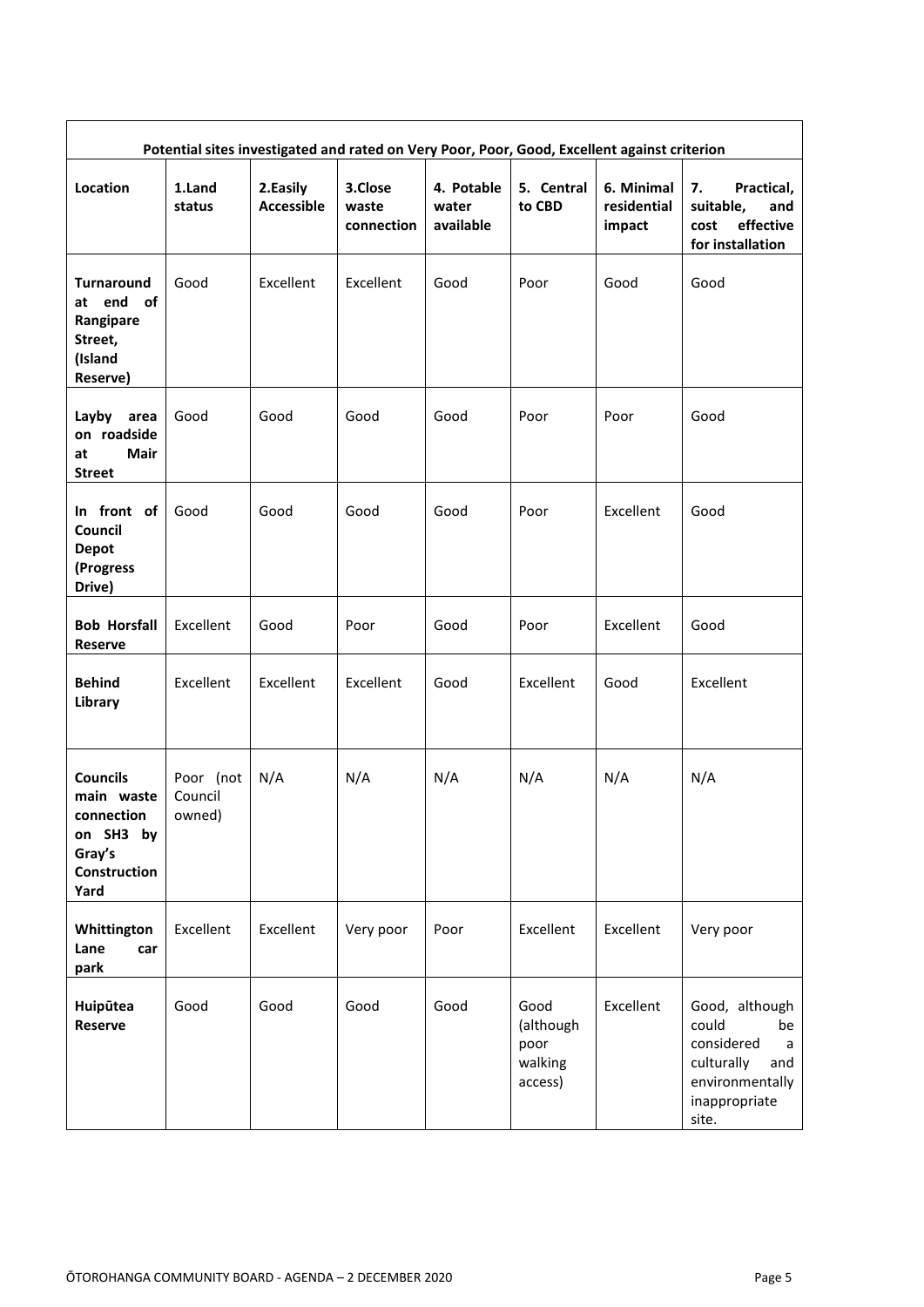| Potential sites investigated and rated on Very Poor, Poor, Good, Excellent against criterion | | | | | | | |
|---|---|---|---|---|---|---|---|
| **Location** | **1.Land status** | **2.Easily Accessible** | **3.Close waste connection** | **4. Potable water available** | **5. Central to CBD** | **6. Minimal residential impact** | **7. Practical, suitable, and cost effective for installation** |
| **Turnaround at end of Rangipare Street, (Island Reserve)** | Good | Excellent | Excellent | Good | Poor | Good | Good |
| **Layby area on roadside at Mair Street** | Good | Good | Good | Good | Poor | Poor | Good |
| **In front of Council Depot (Progress Drive)** | Good | Good | Good | Good | Poor | Excellent | Good |
| **Bob Horsfall Reserve** | Excellent | Good | Poor | Good | Poor | Excellent | Good |
| **Behind Library** | Excellent | Excellent | Excellent | Good | Excellent | Good | Excellent |
| **Councils main waste connection on SH3 by Gray's Construction Yard** | Poor (not Council owned) | N/A | N/A | N/A | N/A | N/A | N/A |
| **Whittington Lane car park** | Excellent | Excellent | Very poor | Poor | Excellent | Excellent | Very poor |
| **Huipūtea Reserve** | Good | Good | Good | Good | Good (although poor walking access) | Excellent | Good, although could be considered a culturally and environmentally inappropriate site. |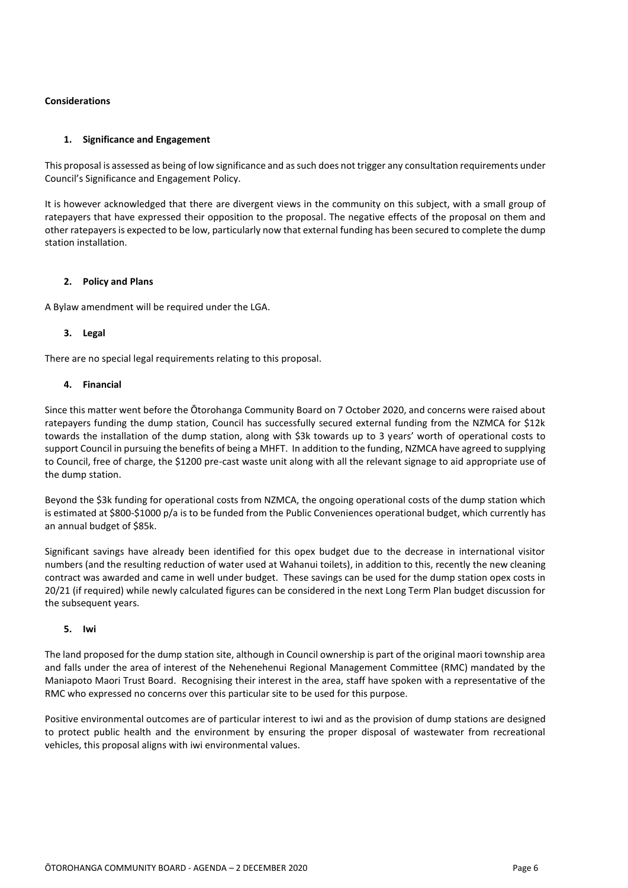**Considerations**

1. **Significance and Engagement**

This proposal is assessed as being of low significance and as such does not trigger any consultation requirements under Council's Significance and Engagement Policy.

It is however acknowledged that there are divergent views in the community on this subject, with a small group of ratepayers that have expressed their opposition to the proposal. The negative effects of the proposal on them and other ratepayers is expected to be low, particularly now that external funding has been secured to complete the dump station installation.

2. **Policy and Plans**

A Bylaw amendment will be required under the LGA.

3. **Legal**

There are no special legal requirements relating to this proposal.

4. **Financial**

Since this matter went before the Ōtorohanga Community Board on 7 October 2020, and concerns were raised about ratepayers funding the dump station, Council has successfully secured external funding from the NZMCA for $12k towards the installation of the dump station, along with $3k towards up to 3 years' worth of operational costs to support Council in pursuing the benefits of being a MHFT. In addition to the funding, NZMCA have agreed to supplying to Council, free of charge, the $1200 pre-cast waste unit along with all the relevant signage to aid appropriate use of the dump station.

Beyond the $3k funding for operational costs from NZMCA, the ongoing operational costs of the dump station which is estimated at $800-$1000 p/a is to be funded from the Public Conveniences operational budget, which currently has an annual budget of $85k.

Significant savings have already been identified for this opex budget due to the decrease in international visitor numbers (and the resulting reduction of water used at Wahanui toilets), in addition to this, recently the new cleaning contract was awarded and came in well under budget. These savings can be used for the dump station opex costs in 20/21 (if required) while newly calculated figures can be considered in the next Long Term Plan budget discussion for the subsequent years.

5. **Iwi**

The land proposed for the dump station site, although in Council ownership is part of the original maori township area and falls under the area of interest of the Nehenehenui Regional Management Committee (RMC) mandated by the Maniapoto Maori Trust Board. Recognising their interest in the area, staff have spoken with a representative of the RMC who expressed no concerns over this particular site to be used for this purpose.

Positive environmental outcomes are of particular interest to iwi and as the provision of dump stations are designed to protect public health and the environment by ensuring the proper disposal of wastewater from recreational vehicles, this proposal aligns with iwi environmental values.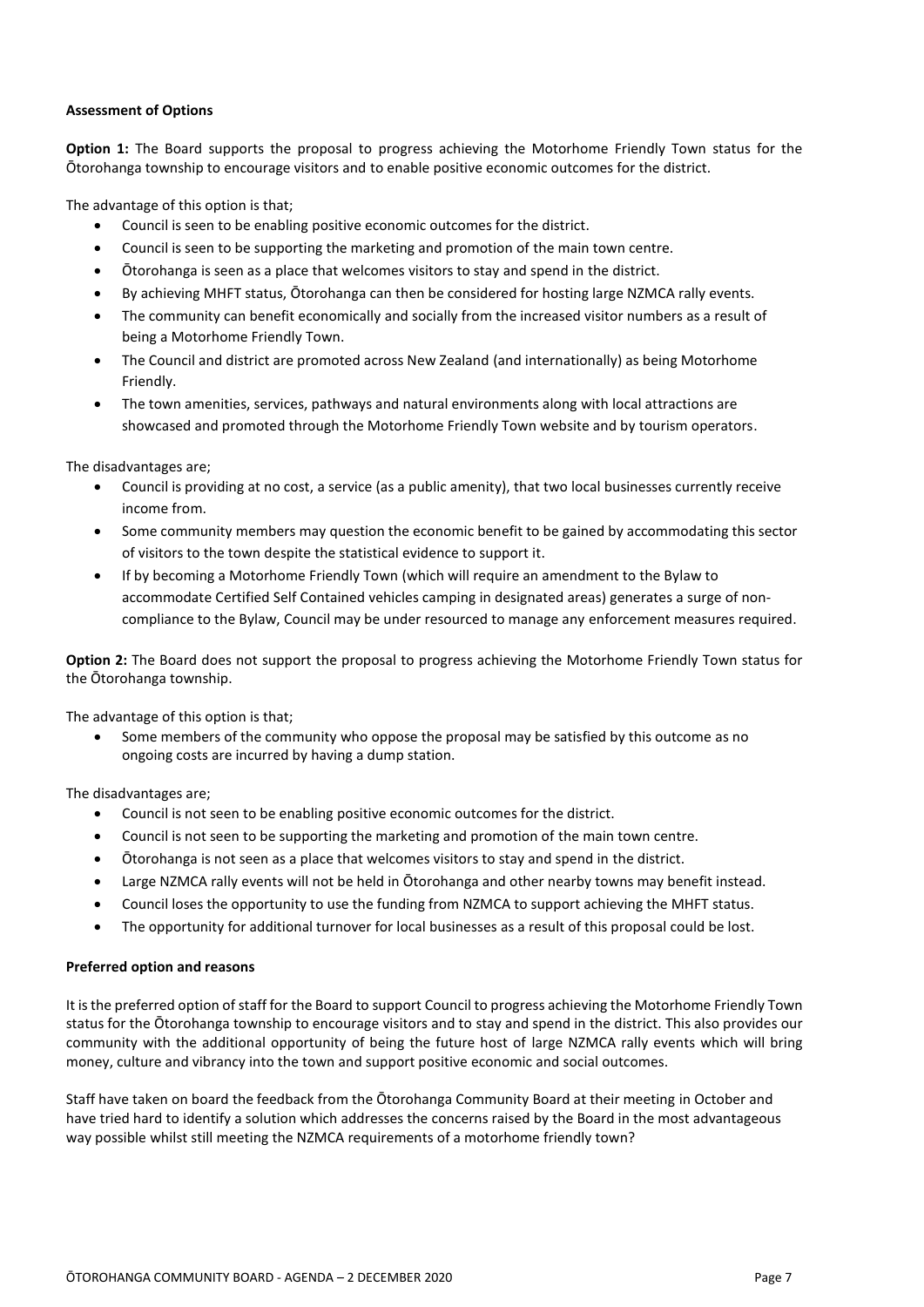**Assessment of Options**

**Option 1:** The Board supports the proposal to progress achieving the Motorhome Friendly Town status for the Ōtorohanga township to encourage visitors and to enable positive economic outcomes for the district.

The advantage of this option is that;

- Council is seen to be enabling positive economic outcomes for the district.
- Council is seen to be supporting the marketing and promotion of the main town centre.
- Ōtorohanga is seen as a place that welcomes visitors to stay and spend in the district.
- By achieving MHFT status, Ōtorohanga can then be considered for hosting large NZMCA rally events.
- The community can benefit economically and socially from the increased visitor numbers as a result of being a Motorhome Friendly Town.
- The Council and district are promoted across New Zealand (and internationally) as being Motorhome Friendly.
- The town amenities, services, pathways and natural environments along with local attractions are showcased and promoted through the Motorhome Friendly Town website and by tourism operators.

The disadvantages are;

- Council is providing at no cost, a service (as a public amenity), that two local businesses currently receive income from.
- Some community members may question the economic benefit to be gained by accommodating this sector of visitors to the town despite the statistical evidence to support it.
- If by becoming a Motorhome Friendly Town (which will require an amendment to the Bylaw to accommodate Certified Self Contained vehicles camping in designated areas) generates a surge of non-compliance to the Bylaw, Council may be under resourced to manage any enforcement measures required.

**Option 2:** The Board does not support the proposal to progress achieving the Motorhome Friendly Town status for the Ōtorohanga township.

The advantage of this option is that;

- Some members of the community who oppose the proposal may be satisfied by this outcome as no ongoing costs are incurred by having a dump station.

The disadvantages are;

- Council is not seen to be enabling positive economic outcomes for the district.
- Council is not seen to be supporting the marketing and promotion of the main town centre.
- Ōtorohanga is not seen as a place that welcomes visitors to stay and spend in the district.
- Large NZMCA rally events will not be held in Ōtorohanga and other nearby towns may benefit instead.
- Council loses the opportunity to use the funding from NZMCA to support achieving the MHFT status.
- The opportunity for additional turnover for local businesses as a result of this proposal could be lost.

**Preferred option and reasons**

It is the preferred option of staff for the Board to support Council to progress achieving the Motorhome Friendly Town status for the Ōtorohanga township to encourage visitors and to stay and spend in the district. This also provides our community with the additional opportunity of being the future host of large NZMCA rally events which will bring money, culture and vibrancy into the town and support positive economic and social outcomes.

Staff have taken on board the feedback from the Ōtorohanga Community Board at their meeting in October and have tried hard to identify a solution which addresses the concerns raised by the Board in the most advantageous way possible whilst still meeting the NZMCA requirements of a motorhome friendly town?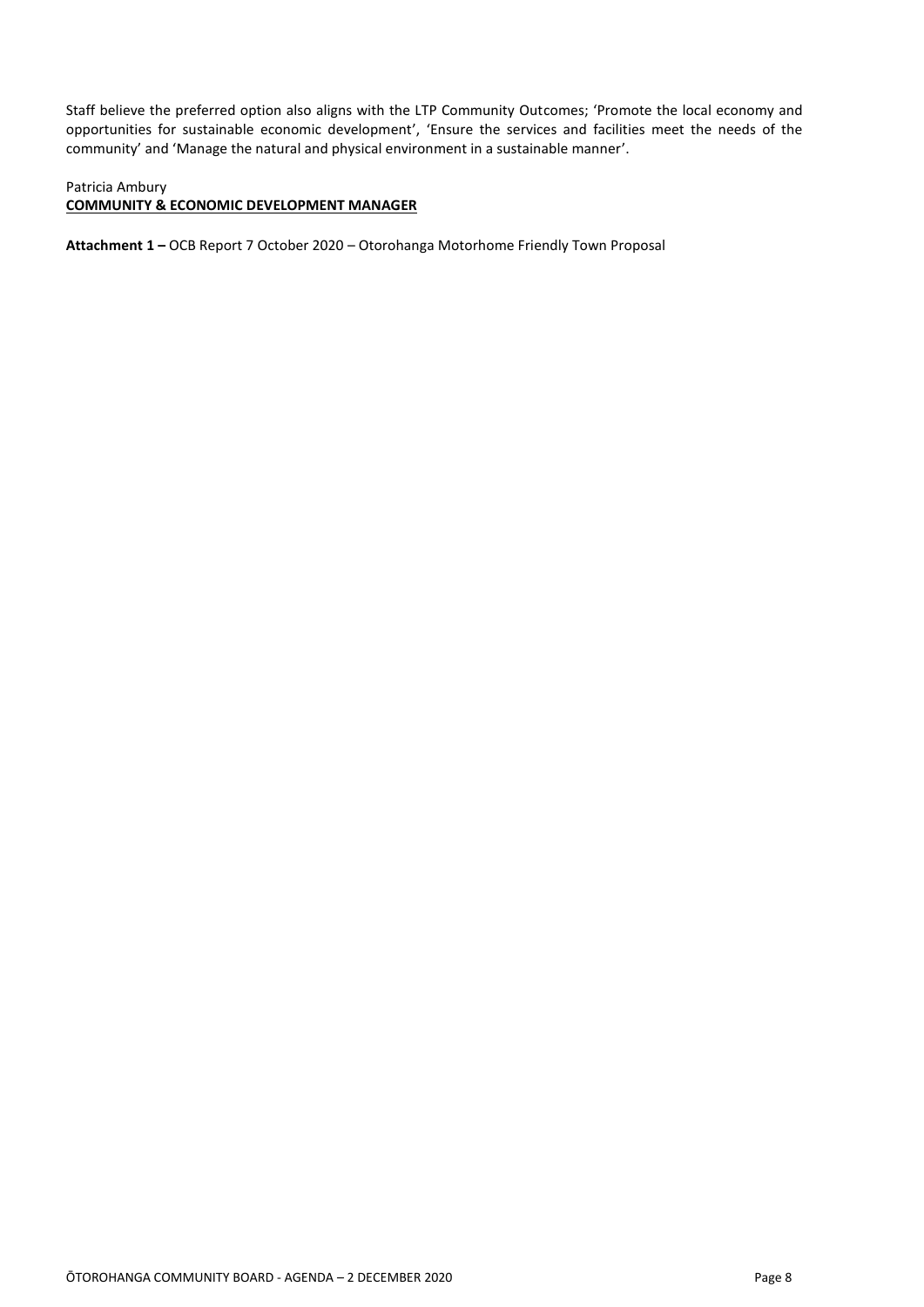Staff believe the preferred option also aligns with the LTP Community Outcomes; 'Promote the local economy and opportunities for sustainable economic development', 'Ensure the services and facilities meet the needs of the community' and 'Manage the natural and physical environment in a sustainable manner'.

Patricia Ambury
**COMMUNITY & ECONOMIC DEVELOPMENT MANAGER**

**Attachment 1 –** OCB Report 7 October 2020 – Otorohanga Motorhome Friendly Town Proposal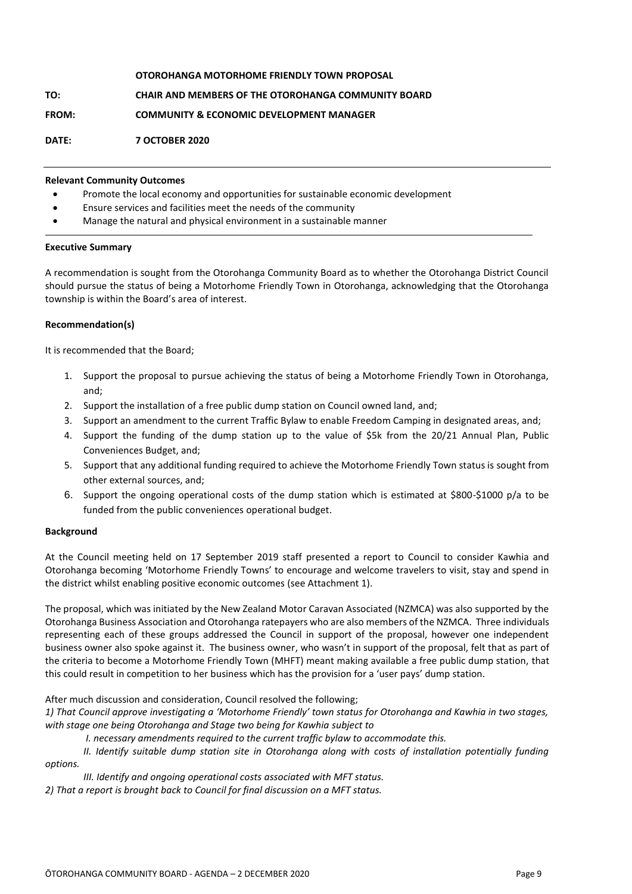**OTOROHANGA MOTORHOME FRIENDLY TOWN PROPOSAL**

**TO: CHAIR AND MEMBERS OF THE OTOROHANGA COMMUNITY BOARD**

**FROM: COMMUNITY & ECONOMIC DEVELOPMENT MANAGER**

**DATE: 7 OCTOBER 2020**

---

**Relevant Community Outcomes**

- Promote the local economy and opportunities for sustainable economic development
- Ensure services and facilities meet the needs of the community
- Manage the natural and physical environment in a sustainable manner

---

**Executive Summary**

A recommendation is sought from the Otorohanga Community Board as to whether the Otorohanga District Council should pursue the status of being a Motorhome Friendly Town in Otorohanga, acknowledging that the Otorohanga township is within the Board's area of interest.

**Recommendation(s)**

It is recommended that the Board;

1. Support the proposal to pursue achieving the status of being a Motorhome Friendly Town in Otorohanga, and;
2. Support the installation of a free public dump station on Council owned land, and;
3. Support an amendment to the current Traffic Bylaw to enable Freedom Camping in designated areas, and;
4. Support the funding of the dump station up to the value of $5k from the 20/21 Annual Plan, Public Conveniences Budget, and;
5. Support that any additional funding required to achieve the Motorhome Friendly Town status is sought from other external sources, and;
6. Support the ongoing operational costs of the dump station which is estimated at $800-$1000 p/a to be funded from the public conveniences operational budget.

**Background**

At the Council meeting held on 17 September 2019 staff presented a report to Council to consider Kawhia and Otorohanga becoming 'Motorhome Friendly Towns' to encourage and welcome travelers to visit, stay and spend in the district whilst enabling positive economic outcomes (see Attachment 1).

The proposal, which was initiated by the New Zealand Motor Caravan Associated (NZMCA) was also supported by the Otorohanga Business Association and Otorohanga ratepayers who are also members of the NZMCA. Three individuals representing each of these groups addressed the Council in support of the proposal, however one independent business owner also spoke against it. The business owner, who wasn't in support of the proposal, felt that as part of the criteria to become a Motorhome Friendly Town (MHFT) meant making available a free public dump station, that this could result in competition to her business which has the provision for a 'user pays' dump station.

After much discussion and consideration, Council resolved the following;

*1) That Council approve investigating a 'Motorhome Friendly' town status for Otorohanga and Kawhia in two stages, with stage one being Otorohanga and Stage two being for Kawhia subject to*

*I. necessary amendments required to the current traffic bylaw to accommodate this.*

*II. Identify suitable dump station site in Otorohanga along with costs of installation potentially funding options.*

*III. Identify and ongoing operational costs associated with MFT status.*

*2) That a report is brought back to Council for final discussion on a MFT status.*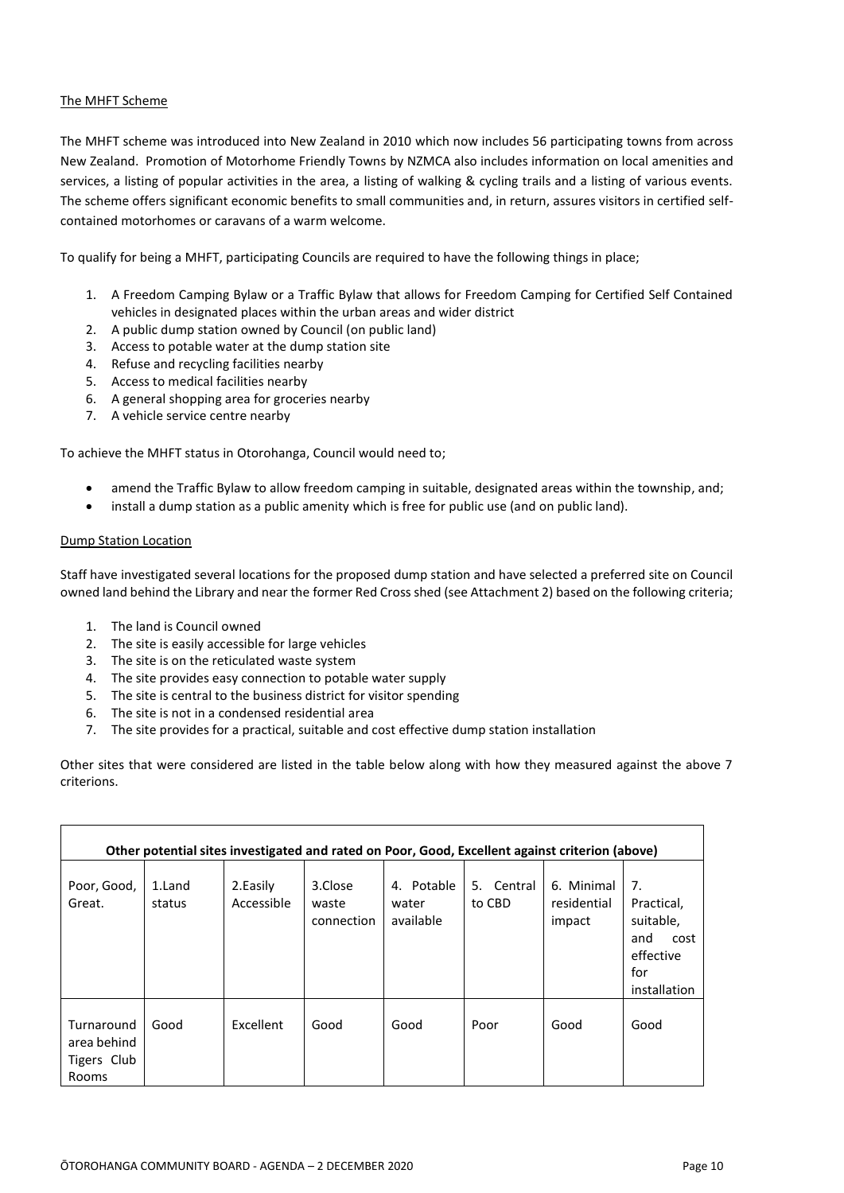The MHFT Scheme

The MHFT scheme was introduced into New Zealand in 2010 which now includes 56 participating towns from across New Zealand. Promotion of Motorhome Friendly Towns by NZMCA also includes information on local amenities and services, a listing of popular activities in the area, a listing of walking & cycling trails and a listing of various events. The scheme offers significant economic benefits to small communities and, in return, assures visitors in certified self-contained motorhomes or caravans of a warm welcome.

To qualify for being a MHFT, participating Councils are required to have the following things in place;

1. A Freedom Camping Bylaw or a Traffic Bylaw that allows for Freedom Camping for Certified Self Contained vehicles in designated places within the urban areas and wider district
2. A public dump station owned by Council (on public land)
3. Access to potable water at the dump station site
4. Refuse and recycling facilities nearby
5. Access to medical facilities nearby
6. A general shopping area for groceries nearby
7. A vehicle service centre nearby

To achieve the MHFT status in Otorohanga, Council would need to;

- amend the Traffic Bylaw to allow freedom camping in suitable, designated areas within the township, and;
- install a dump station as a public amenity which is free for public use (and on public land).

Dump Station Location

Staff have investigated several locations for the proposed dump station and have selected a preferred site on Council owned land behind the Library and near the former Red Cross shed (see Attachment 2) based on the following criteria;

1. The land is Council owned
2. The site is easily accessible for large vehicles
3. The site is on the reticulated waste system
4. The site provides easy connection to potable water supply
5. The site is central to the business district for visitor spending
6. The site is not in a condensed residential area
7. The site provides for a practical, suitable and cost effective dump station installation

Other sites that were considered are listed in the table below along with how they measured against the above 7 criterions.

| Other potential sites investigated and rated on Poor, Good, Excellent against criterion (above) | | | | | | | |
|---|---|---|---|---|---|---|---|
| Poor, Good, Great. | 1.Land status | 2.Easily Accessible | 3.Close waste connection | 4. Potable water available | 5. Central to CBD | 6. Minimal residential impact | 7. Practical, suitable, and cost effective for installation |
| Turnaround area behind Tigers Club Rooms | Good | Excellent | Good | Good | Poor | Good | Good |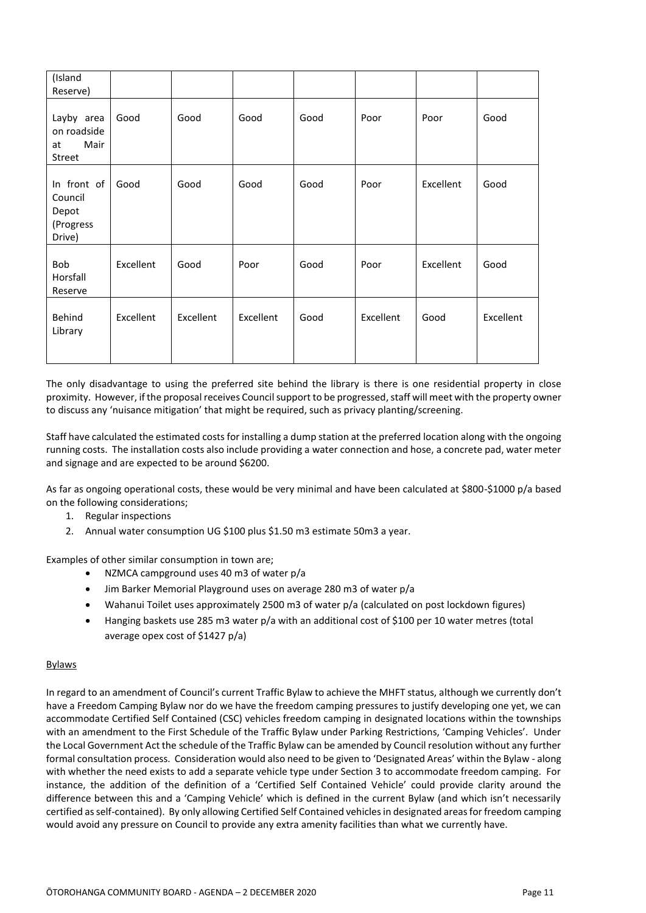| (Island Reserve) | | | | | | | |
|---|---|---|---|---|---|---|---|
| Layby area on roadside at Mair Street | Good | Good | Good | Good | Poor | Poor | Good |
| In front of Council Depot (Progress Drive) | Good | Good | Good | Good | Poor | Excellent | Good |
| Bob Horsfall Reserve | Excellent | Good | Poor | Good | Poor | Excellent | Good |
| Behind Library | Excellent | Excellent | Excellent | Good | Excellent | Good | Excellent |

The only disadvantage to using the preferred site behind the library is there is one residential property in close proximity. However, if the proposal receives Council support to be progressed, staff will meet with the property owner to discuss any 'nuisance mitigation' that might be required, such as privacy planting/screening.

Staff have calculated the estimated costs for installing a dump station at the preferred location along with the ongoing running costs. The installation costs also include providing a water connection and hose, a concrete pad, water meter and signage and are expected to be around $6200.

As far as ongoing operational costs, these would be very minimal and have been calculated at $800-$1000 p/a based on the following considerations;

1. Regular inspections
2. Annual water consumption UG $100 plus $1.50 m3 estimate 50m3 a year.

Examples of other similar consumption in town are;

- NZMCA campground uses 40 m3 of water p/a
- Jim Barker Memorial Playground uses on average 280 m3 of water p/a
- Wahanui Toilet uses approximately 2500 m3 of water p/a (calculated on post lockdown figures)
- Hanging baskets use 285 m3 water p/a with an additional cost of $100 per 10 water metres (total average opex cost of $1427 p/a)

Bylaws

In regard to an amendment of Council's current Traffic Bylaw to achieve the MHFT status, although we currently don't have a Freedom Camping Bylaw nor do we have the freedom camping pressures to justify developing one yet, we can accommodate Certified Self Contained (CSC) vehicles freedom camping in designated locations within the townships with an amendment to the First Schedule of the Traffic Bylaw under Parking Restrictions, 'Camping Vehicles'. Under the Local Government Act the schedule of the Traffic Bylaw can be amended by Council resolution without any further formal consultation process. Consideration would also need to be given to 'Designated Areas' within the Bylaw - along with whether the need exists to add a separate vehicle type under Section 3 to accommodate freedom camping. For instance, the addition of the definition of a 'Certified Self Contained Vehicle' could provide clarity around the difference between this and a 'Camping Vehicle' which is defined in the current Bylaw (and which isn't necessarily certified as self-contained). By only allowing Certified Self Contained vehicles in designated areas for freedom camping would avoid any pressure on Council to provide any extra amenity facilities than what we currently have.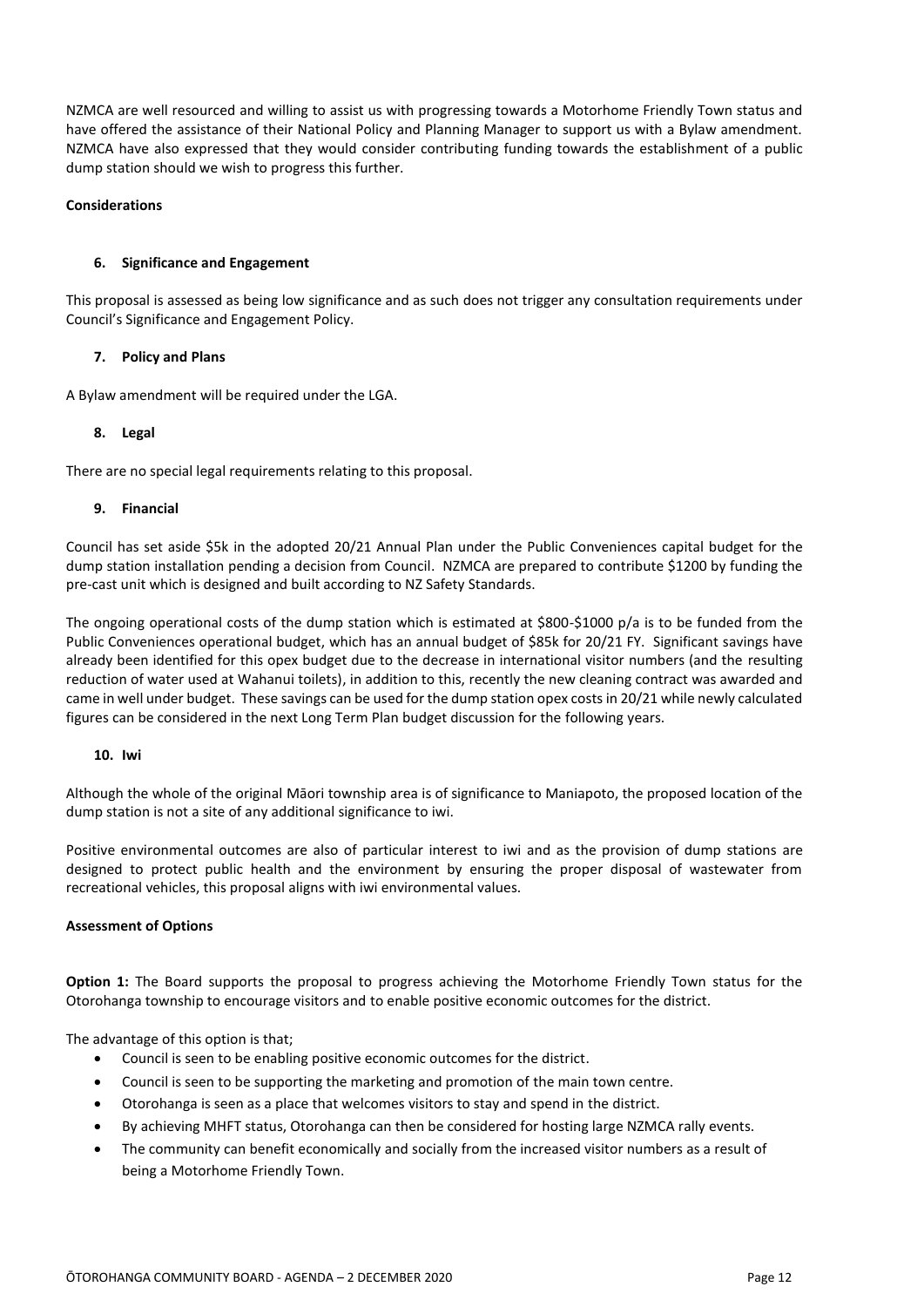NZMCA are well resourced and willing to assist us with progressing towards a Motorhome Friendly Town status and have offered the assistance of their National Policy and Planning Manager to support us with a Bylaw amendment. NZMCA have also expressed that they would consider contributing funding towards the establishment of a public dump station should we wish to progress this further.

**Considerations**

**6. Significance and Engagement**

This proposal is assessed as being low significance and as such does not trigger any consultation requirements under Council's Significance and Engagement Policy.

**7. Policy and Plans**

A Bylaw amendment will be required under the LGA.

**8. Legal**

There are no special legal requirements relating to this proposal.

**9. Financial**

Council has set aside $5k in the adopted 20/21 Annual Plan under the Public Conveniences capital budget for the dump station installation pending a decision from Council. NZMCA are prepared to contribute $1200 by funding the pre-cast unit which is designed and built according to NZ Safety Standards.

The ongoing operational costs of the dump station which is estimated at $800-$1000 p/a is to be funded from the Public Conveniences operational budget, which has an annual budget of $85k for 20/21 FY. Significant savings have already been identified for this opex budget due to the decrease in international visitor numbers (and the resulting reduction of water used at Wahanui toilets), in addition to this, recently the new cleaning contract was awarded and came in well under budget. These savings can be used for the dump station opex costs in 20/21 while newly calculated figures can be considered in the next Long Term Plan budget discussion for the following years.

**10. Iwi**

Although the whole of the original Māori township area is of significance to Maniapoto, the proposed location of the dump station is not a site of any additional significance to iwi.

Positive environmental outcomes are also of particular interest to iwi and as the provision of dump stations are designed to protect public health and the environment by ensuring the proper disposal of wastewater from recreational vehicles, this proposal aligns with iwi environmental values.

**Assessment of Options**

**Option 1:** The Board supports the proposal to progress achieving the Motorhome Friendly Town status for the Otorohanga township to encourage visitors and to enable positive economic outcomes for the district.

The advantage of this option is that;

- Council is seen to be enabling positive economic outcomes for the district.
- Council is seen to be supporting the marketing and promotion of the main town centre.
- Otorohanga is seen as a place that welcomes visitors to stay and spend in the district.
- By achieving MHFT status, Otorohanga can then be considered for hosting large NZMCA rally events.
- The community can benefit economically and socially from the increased visitor numbers as a result of being a Motorhome Friendly Town.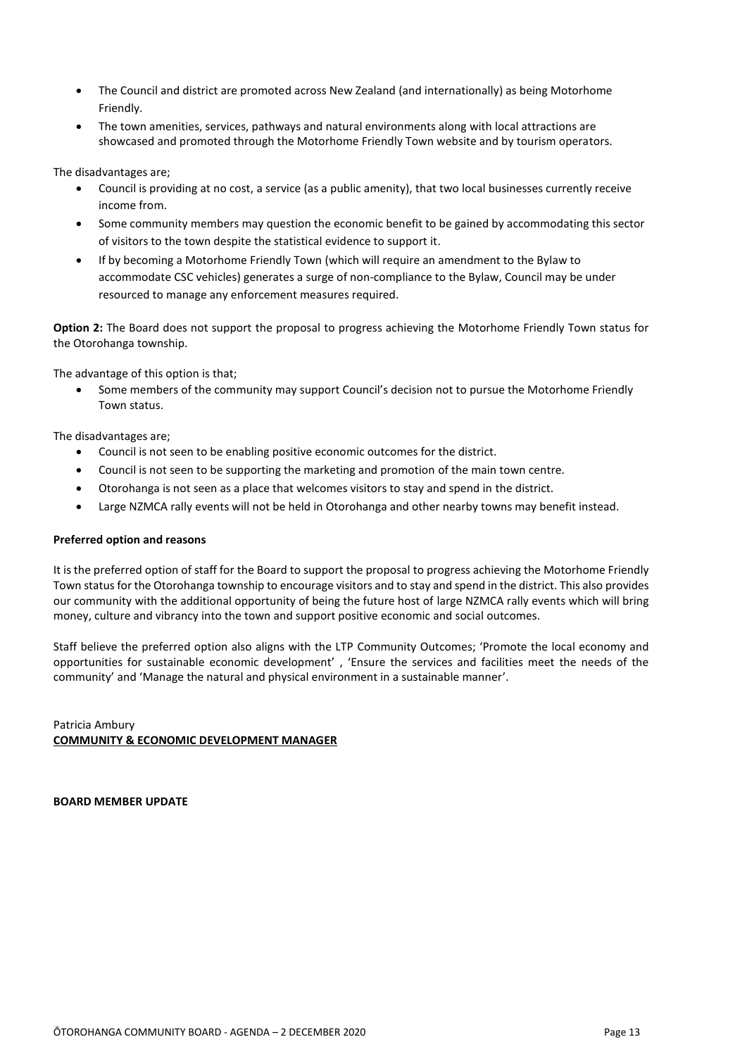- The Council and district are promoted across New Zealand (and internationally) as being Motorhome Friendly.
- The town amenities, services, pathways and natural environments along with local attractions are showcased and promoted through the Motorhome Friendly Town website and by tourism operators.

The disadvantages are;

- Council is providing at no cost, a service (as a public amenity), that two local businesses currently receive income from.
- Some community members may question the economic benefit to be gained by accommodating this sector of visitors to the town despite the statistical evidence to support it.
- If by becoming a Motorhome Friendly Town (which will require an amendment to the Bylaw to accommodate CSC vehicles) generates a surge of non-compliance to the Bylaw, Council may be under resourced to manage any enforcement measures required.

**Option 2:** The Board does not support the proposal to progress achieving the Motorhome Friendly Town status for the Otorohanga township.

The advantage of this option is that;

- Some members of the community may support Council's decision not to pursue the Motorhome Friendly Town status.

The disadvantages are;

- Council is not seen to be enabling positive economic outcomes for the district.
- Council is not seen to be supporting the marketing and promotion of the main town centre.
- Otorohanga is not seen as a place that welcomes visitors to stay and spend in the district.
- Large NZMCA rally events will not be held in Otorohanga and other nearby towns may benefit instead.

**Preferred option and reasons**

It is the preferred option of staff for the Board to support the proposal to progress achieving the Motorhome Friendly Town status for the Otorohanga township to encourage visitors and to stay and spend in the district. This also provides our community with the additional opportunity of being the future host of large NZMCA rally events which will bring money, culture and vibrancy into the town and support positive economic and social outcomes.

Staff believe the preferred option also aligns with the LTP Community Outcomes; 'Promote the local economy and opportunities for sustainable economic development' , 'Ensure the services and facilities meet the needs of the community' and 'Manage the natural and physical environment in a sustainable manner'.

Patricia Ambury
**COMMUNITY & ECONOMIC DEVELOPMENT MANAGER**

**BOARD MEMBER UPDATE**